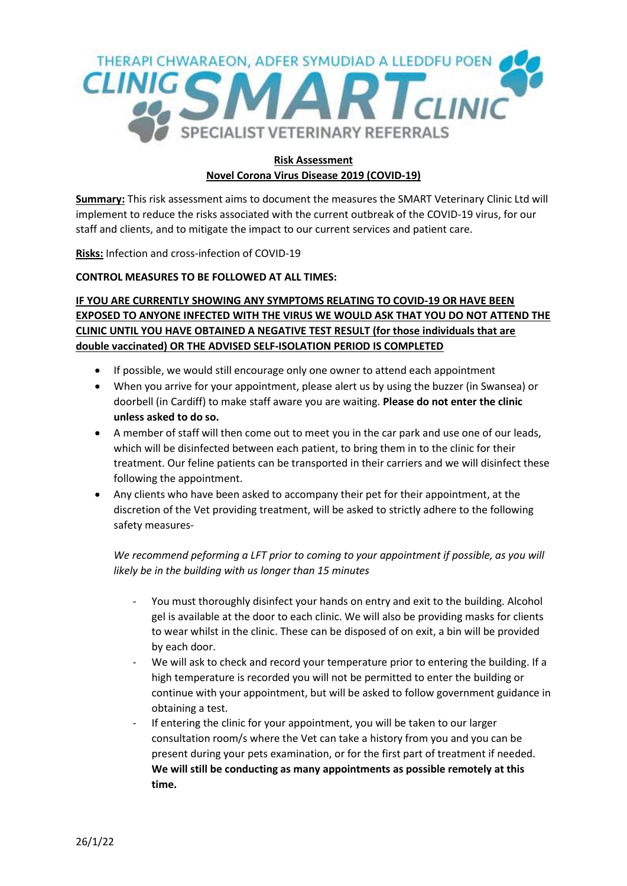THERAPI CHWARAEON, ADFER SYMUDIAD A LLEDDFU POEN

CLINIC SMART CLINIC

SPECIALIST VETERINARY REFERRALS

**Risk Assessment**
**Novel Corona Virus Disease 2019 (COVID-19)**

**Summary:** This risk assessment aims to document the measures the SMART Veterinary Clinic Ltd will implement to reduce the risks associated with the current outbreak of the COVID-19 virus, for our staff and clients, and to mitigate the impact to our current services and patient care.

**Risks:** Infection and cross-infection of COVID-19

**CONTROL MEASURES TO BE FOLLOWED AT ALL TIMES:**

**IF YOU ARE CURRENTLY SHOWING ANY SYMPTOMS RELATING TO COVID-19 OR HAVE BEEN EXPOSED TO ANYONE INFECTED WITH THE VIRUS WE WOULD ASK THAT YOU DO NOT ATTEND THE CLINIC UNTIL YOU HAVE OBTAINED A NEGATIVE TEST RESULT (for those individuals that are double vaccinated) OR THE ADVISED SELF-ISOLATION PERIOD IS COMPLETED**

- If possible, we would still encourage only one owner to attend each appointment
- When you arrive for your appointment, please alert us by using the buzzer (in Swansea) or doorbell (in Cardiff) to make staff aware you are waiting. **Please do not enter the clinic unless asked to do so.**
- A member of staff will then come out to meet you in the car park and use one of our leads, which will be disinfected between each patient, to bring them in to the clinic for their treatment. Our feline patients can be transported in their carriers and we will disinfect these following the appointment.
- Any clients who have been asked to accompany their pet for their appointment, at the discretion of the Vet providing treatment, will be asked to strictly adhere to the following safety measures-

  *We recommend peforming a LFT prior to coming to your appointment if possible, as you will likely be in the building with us longer than 15 minutes*

  - You must thoroughly disinfect your hands on entry and exit to the building. Alcohol gel is available at the door to each clinic. We will also be providing masks for clients to wear whilst in the clinic. These can be disposed of on exit, a bin will be provided by each door.
  - We will ask to check and record your temperature prior to entering the building. If a high temperature is recorded you will not be permitted to enter the building or continue with your appointment, but will be asked to follow government guidance in obtaining a test.
  - If entering the clinic for your appointment, you will be taken to our larger consultation room/s where the Vet can take a history from you and you can be present during your pets examination, or for the first part of treatment if needed. **We will still be conducting as many appointments as possible remotely at this time.**

26/1/22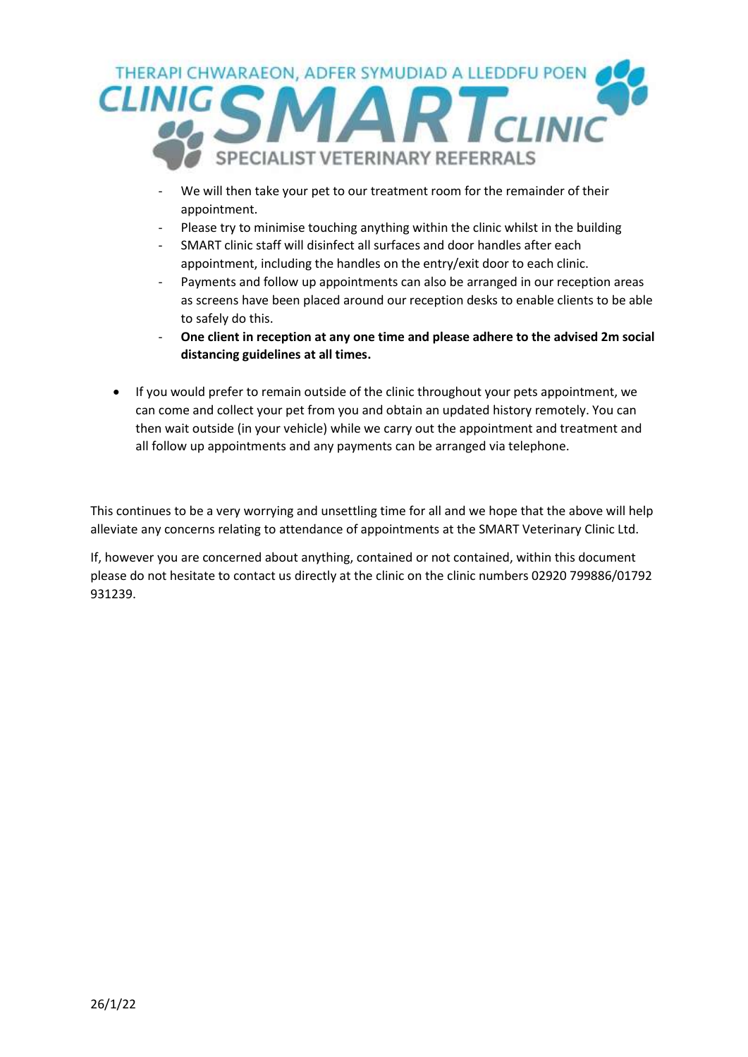- We will then take your pet to our treatment room for the remainder of their appointment.
- Please try to minimise touching anything within the clinic whilst in the building
- SMART clinic staff will disinfect all surfaces and door handles after each appointment, including the handles on the entry/exit door to each clinic.
- Payments and follow up appointments can also be arranged in our reception areas as screens have been placed around our reception desks to enable clients to be able to safely do this.
- **One client in reception at any one time and please adhere to the advised 2m social distancing guidelines at all times.**

- If you would prefer to remain outside of the clinic throughout your pets appointment, we can come and collect your pet from you and obtain an updated history remotely. You can then wait outside (in your vehicle) while we carry out the appointment and treatment and all follow up appointments and any payments can be arranged via telephone.

This continues to be a very worrying and unsettling time for all and we hope that the above will help alleviate any concerns relating to attendance of appointments at the SMART Veterinary Clinic Ltd.

If, however you are concerned about anything, contained or not contained, within this document please do not hesitate to contact us directly at the clinic on the clinic numbers 02920 799886/01792 931239.

26/1/22